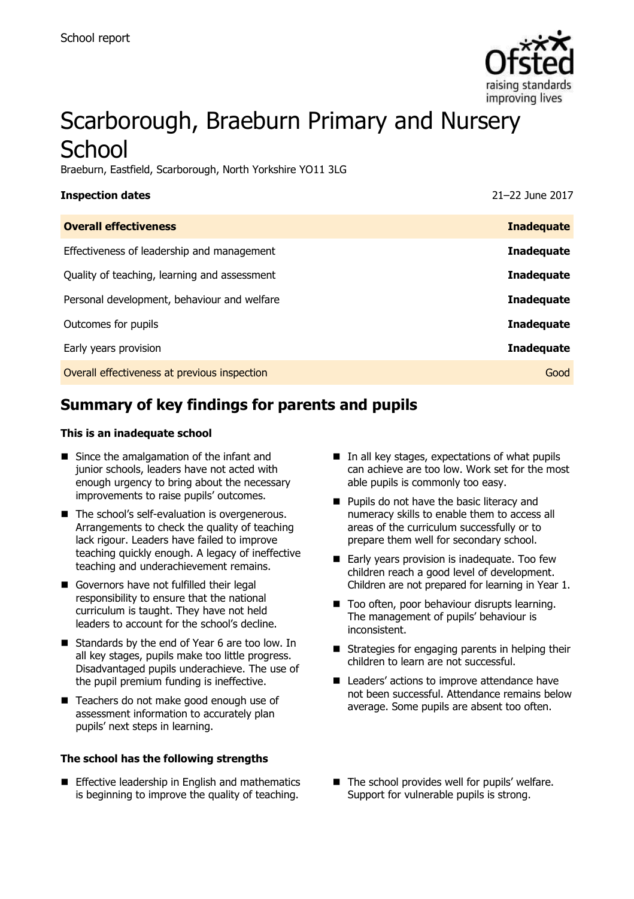School report

# Scarborough, Braeburn Primary and Nursery School

Braeburn, Eastfield, Scarborough, North Yorkshire YO11 3LG

| **Inspection dates** | 21–22 June 2017 |
|---|---|
| **Overall effectiveness** | **Inadequate** |
| Effectiveness of leadership and management | **Inadequate** |
| Quality of teaching, learning and assessment | **Inadequate** |
| Personal development, behaviour and welfare | **Inadequate** |
| Outcomes for pupils | **Inadequate** |
| Early years provision | **Inadequate** |
| Overall effectiveness at previous inspection | Good |

## Summary of key findings for parents and pupils

**This is an inadequate school**

- Since the amalgamation of the infant and junior schools, leaders have not acted with enough urgency to bring about the necessary improvements to raise pupils' outcomes.
- The school's self-evaluation is overgenerous. Arrangements to check the quality of teaching lack rigour. Leaders have failed to improve teaching quickly enough. A legacy of ineffective teaching and underachievement remains.
- Governors have not fulfilled their legal responsibility to ensure that the national curriculum is taught. They have not held leaders to account for the school's decline.
- Standards by the end of Year 6 are too low. In all key stages, pupils make too little progress. Disadvantaged pupils underachieve. The use of the pupil premium funding is ineffective.
- Teachers do not make good enough use of assessment information to accurately plan pupils' next steps in learning.
- In all key stages, expectations of what pupils can achieve are too low. Work set for the most able pupils is commonly too easy.
- Pupils do not have the basic literacy and numeracy skills to enable them to access all areas of the curriculum successfully or to prepare them well for secondary school.
- Early years provision is inadequate. Too few children reach a good level of development. Children are not prepared for learning in Year 1.
- Too often, poor behaviour disrupts learning. The management of pupils' behaviour is inconsistent.
- Strategies for engaging parents in helping their children to learn are not successful.
- Leaders' actions to improve attendance have not been successful. Attendance remains below average. Some pupils are absent too often.

**The school has the following strengths**

- Effective leadership in English and mathematics is beginning to improve the quality of teaching.
- The school provides well for pupils' welfare. Support for vulnerable pupils is strong.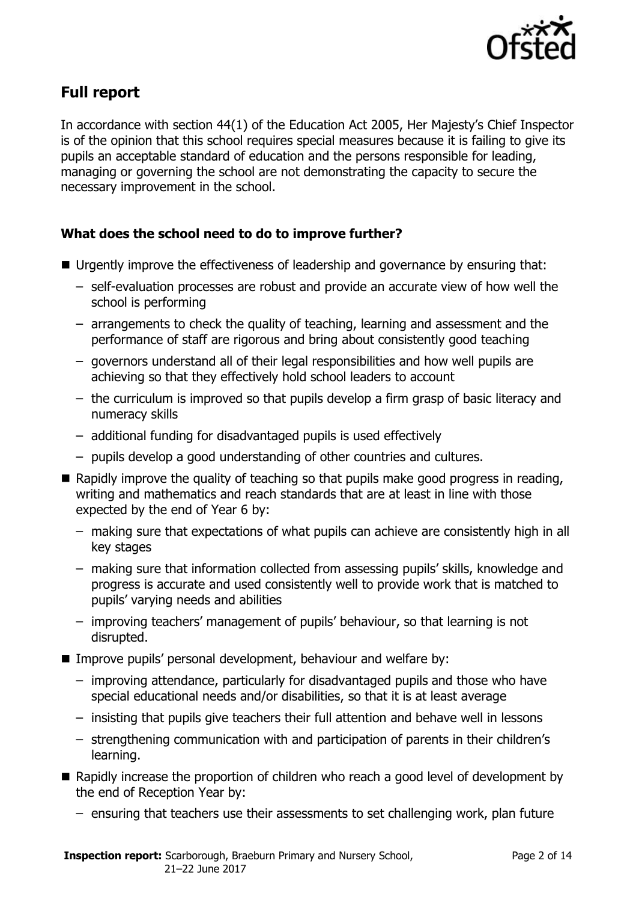## Full report

In accordance with section 44(1) of the Education Act 2005, Her Majesty's Chief Inspector is of the opinion that this school requires special measures because it is failing to give its pupils an acceptable standard of education and the persons responsible for leading, managing or governing the school are not demonstrating the capacity to secure the necessary improvement in the school.

### What does the school need to do to improve further?

- Urgently improve the effectiveness of leadership and governance by ensuring that:
  - self-evaluation processes are robust and provide an accurate view of how well the school is performing
  - arrangements to check the quality of teaching, learning and assessment and the performance of staff are rigorous and bring about consistently good teaching
  - governors understand all of their legal responsibilities and how well pupils are achieving so that they effectively hold school leaders to account
  - the curriculum is improved so that pupils develop a firm grasp of basic literacy and numeracy skills
  - additional funding for disadvantaged pupils is used effectively
  - pupils develop a good understanding of other countries and cultures.
- Rapidly improve the quality of teaching so that pupils make good progress in reading, writing and mathematics and reach standards that are at least in line with those expected by the end of Year 6 by:
  - making sure that expectations of what pupils can achieve are consistently high in all key stages
  - making sure that information collected from assessing pupils' skills, knowledge and progress is accurate and used consistently well to provide work that is matched to pupils' varying needs and abilities
  - improving teachers' management of pupils' behaviour, so that learning is not disrupted.
- Improve pupils' personal development, behaviour and welfare by:
  - improving attendance, particularly for disadvantaged pupils and those who have special educational needs and/or disabilities, so that it is at least average
  - insisting that pupils give teachers their full attention and behave well in lessons
  - strengthening communication with and participation of parents in their children's learning.
- Rapidly increase the proportion of children who reach a good level of development by the end of Reception Year by:
  - ensuring that teachers use their assessments to set challenging work, plan future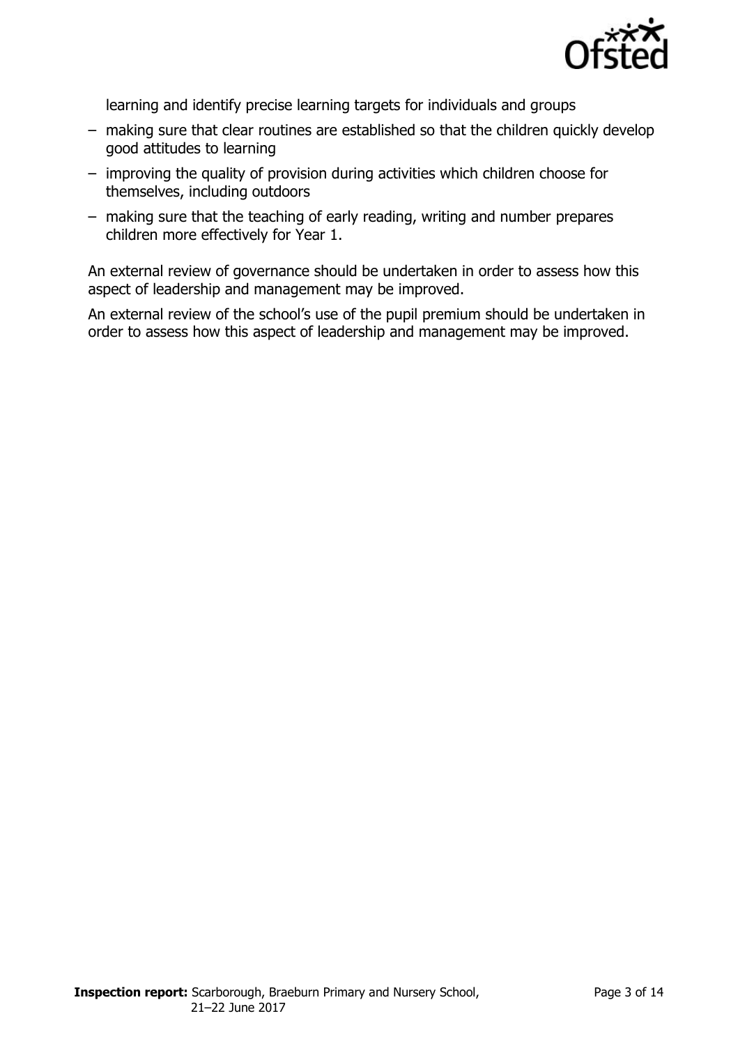learning and identify precise learning targets for individuals and groups

- making sure that clear routines are established so that the children quickly develop good attitudes to learning
- improving the quality of provision during activities which children choose for themselves, including outdoors
- making sure that the teaching of early reading, writing and number prepares children more effectively for Year 1.

An external review of governance should be undertaken in order to assess how this aspect of leadership and management may be improved.

An external review of the school's use of the pupil premium should be undertaken in order to assess how this aspect of leadership and management may be improved.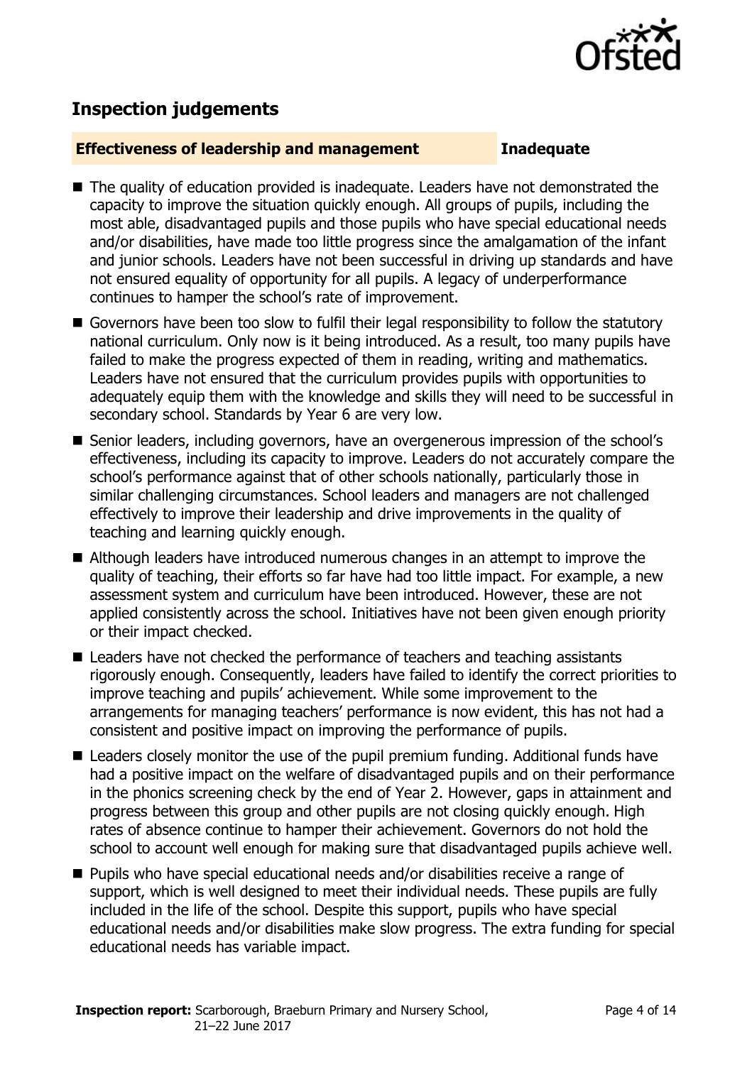## Inspection judgements

**Effectiveness of leadership and management** **Inadequate**

- The quality of education provided is inadequate. Leaders have not demonstrated the capacity to improve the situation quickly enough. All groups of pupils, including the most able, disadvantaged pupils and those pupils who have special educational needs and/or disabilities, have made too little progress since the amalgamation of the infant and junior schools. Leaders have not been successful in driving up standards and have not ensured equality of opportunity for all pupils. A legacy of underperformance continues to hamper the school's rate of improvement.
- Governors have been too slow to fulfil their legal responsibility to follow the statutory national curriculum. Only now is it being introduced. As a result, too many pupils have failed to make the progress expected of them in reading, writing and mathematics. Leaders have not ensured that the curriculum provides pupils with opportunities to adequately equip them with the knowledge and skills they will need to be successful in secondary school. Standards by Year 6 are very low.
- Senior leaders, including governors, have an overgenerous impression of the school's effectiveness, including its capacity to improve. Leaders do not accurately compare the school's performance against that of other schools nationally, particularly those in similar challenging circumstances. School leaders and managers are not challenged effectively to improve their leadership and drive improvements in the quality of teaching and learning quickly enough.
- Although leaders have introduced numerous changes in an attempt to improve the quality of teaching, their efforts so far have had too little impact. For example, a new assessment system and curriculum have been introduced. However, these are not applied consistently across the school. Initiatives have not been given enough priority or their impact checked.
- Leaders have not checked the performance of teachers and teaching assistants rigorously enough. Consequently, leaders have failed to identify the correct priorities to improve teaching and pupils' achievement. While some improvement to the arrangements for managing teachers' performance is now evident, this has not had a consistent and positive impact on improving the performance of pupils.
- Leaders closely monitor the use of the pupil premium funding. Additional funds have had a positive impact on the welfare of disadvantaged pupils and on their performance in the phonics screening check by the end of Year 2. However, gaps in attainment and progress between this group and other pupils are not closing quickly enough. High rates of absence continue to hamper their achievement. Governors do not hold the school to account well enough for making sure that disadvantaged pupils achieve well.
- Pupils who have special educational needs and/or disabilities receive a range of support, which is well designed to meet their individual needs. These pupils are fully included in the life of the school. Despite this support, pupils who have special educational needs and/or disabilities make slow progress. The extra funding for special educational needs has variable impact.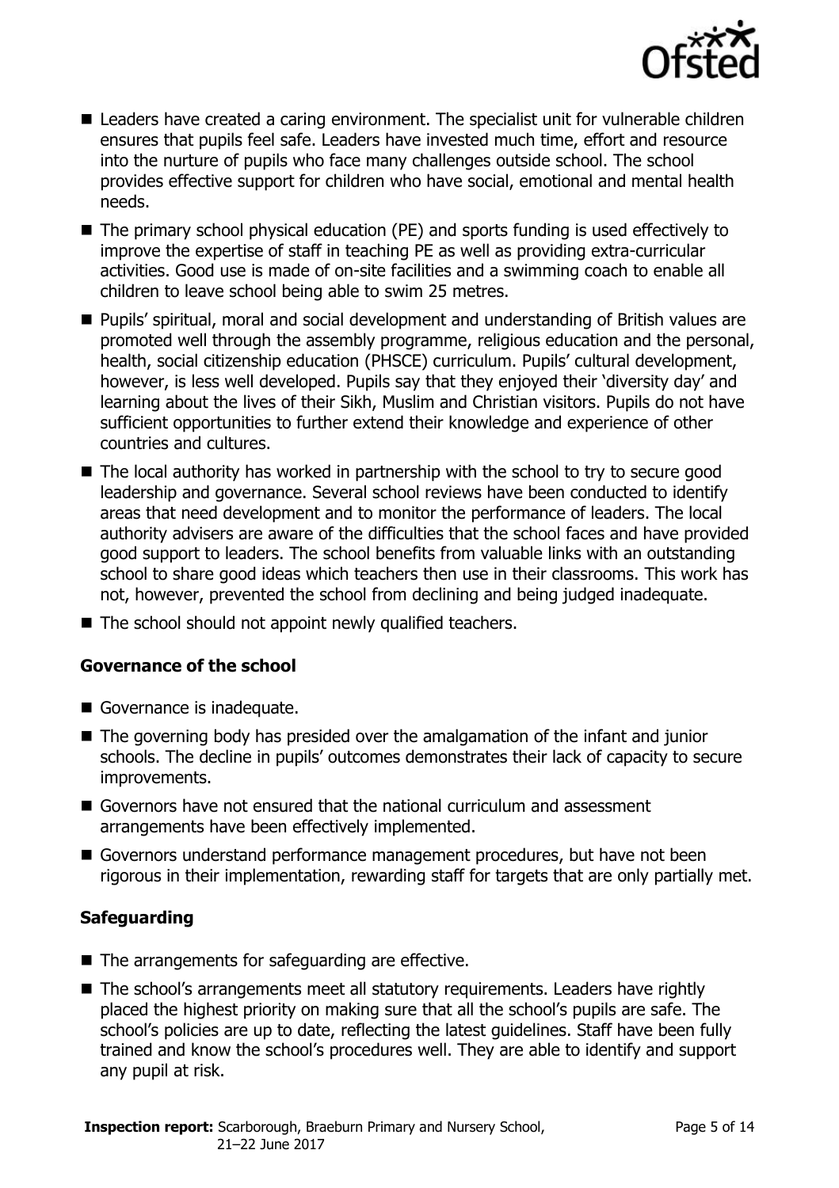- Leaders have created a caring environment. The specialist unit for vulnerable children ensures that pupils feel safe. Leaders have invested much time, effort and resource into the nurture of pupils who face many challenges outside school. The school provides effective support for children who have social, emotional and mental health needs.
- The primary school physical education (PE) and sports funding is used effectively to improve the expertise of staff in teaching PE as well as providing extra-curricular activities. Good use is made of on-site facilities and a swimming coach to enable all children to leave school being able to swim 25 metres.
- Pupils' spiritual, moral and social development and understanding of British values are promoted well through the assembly programme, religious education and the personal, health, social citizenship education (PHSCE) curriculum. Pupils' cultural development, however, is less well developed. Pupils say that they enjoyed their 'diversity day' and learning about the lives of their Sikh, Muslim and Christian visitors. Pupils do not have sufficient opportunities to further extend their knowledge and experience of other countries and cultures.
- The local authority has worked in partnership with the school to try to secure good leadership and governance. Several school reviews have been conducted to identify areas that need development and to monitor the performance of leaders. The local authority advisers are aware of the difficulties that the school faces and have provided good support to leaders. The school benefits from valuable links with an outstanding school to share good ideas which teachers then use in their classrooms. This work has not, however, prevented the school from declining and being judged inadequate.
- The school should not appoint newly qualified teachers.

### Governance of the school

- Governance is inadequate.
- The governing body has presided over the amalgamation of the infant and junior schools. The decline in pupils' outcomes demonstrates their lack of capacity to secure improvements.
- Governors have not ensured that the national curriculum and assessment arrangements have been effectively implemented.
- Governors understand performance management procedures, but have not been rigorous in their implementation, rewarding staff for targets that are only partially met.

### Safeguarding

- The arrangements for safeguarding are effective.
- The school's arrangements meet all statutory requirements. Leaders have rightly placed the highest priority on making sure that all the school's pupils are safe. The school's policies are up to date, reflecting the latest guidelines. Staff have been fully trained and know the school's procedures well. They are able to identify and support any pupil at risk.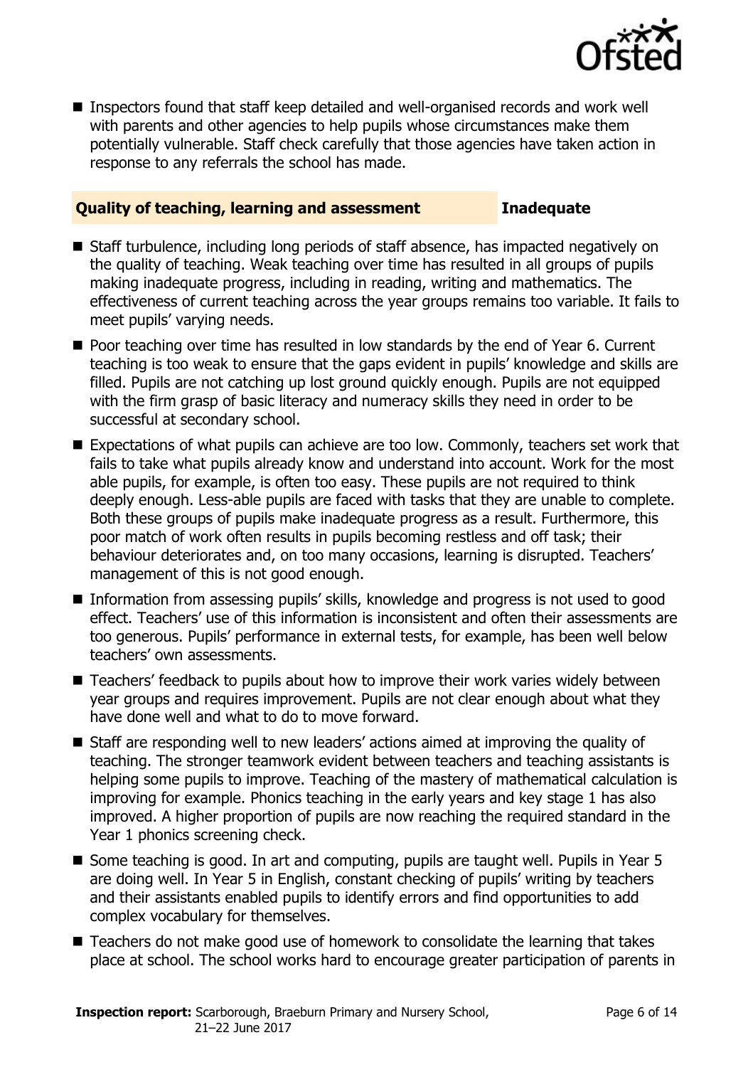- Inspectors found that staff keep detailed and well-organised records and work well with parents and other agencies to help pupils whose circumstances make them potentially vulnerable. Staff check carefully that those agencies have taken action in response to any referrals the school has made.

### Quality of teaching, learning and assessment — Inadequate

- Staff turbulence, including long periods of staff absence, has impacted negatively on the quality of teaching. Weak teaching over time has resulted in all groups of pupils making inadequate progress, including in reading, writing and mathematics. The effectiveness of current teaching across the year groups remains too variable. It fails to meet pupils' varying needs.
- Poor teaching over time has resulted in low standards by the end of Year 6. Current teaching is too weak to ensure that the gaps evident in pupils' knowledge and skills are filled. Pupils are not catching up lost ground quickly enough. Pupils are not equipped with the firm grasp of basic literacy and numeracy skills they need in order to be successful at secondary school.
- Expectations of what pupils can achieve are too low. Commonly, teachers set work that fails to take what pupils already know and understand into account. Work for the most able pupils, for example, is often too easy. These pupils are not required to think deeply enough. Less-able pupils are faced with tasks that they are unable to complete. Both these groups of pupils make inadequate progress as a result. Furthermore, this poor match of work often results in pupils becoming restless and off task; their behaviour deteriorates and, on too many occasions, learning is disrupted. Teachers' management of this is not good enough.
- Information from assessing pupils' skills, knowledge and progress is not used to good effect. Teachers' use of this information is inconsistent and often their assessments are too generous. Pupils' performance in external tests, for example, has been well below teachers' own assessments.
- Teachers' feedback to pupils about how to improve their work varies widely between year groups and requires improvement. Pupils are not clear enough about what they have done well and what to do to move forward.
- Staff are responding well to new leaders' actions aimed at improving the quality of teaching. The stronger teamwork evident between teachers and teaching assistants is helping some pupils to improve. Teaching of the mastery of mathematical calculation is improving for example. Phonics teaching in the early years and key stage 1 has also improved. A higher proportion of pupils are now reaching the required standard in the Year 1 phonics screening check.
- Some teaching is good. In art and computing, pupils are taught well. Pupils in Year 5 are doing well. In Year 5 in English, constant checking of pupils' writing by teachers and their assistants enabled pupils to identify errors and find opportunities to add complex vocabulary for themselves.
- Teachers do not make good use of homework to consolidate the learning that takes place at school. The school works hard to encourage greater participation of parents in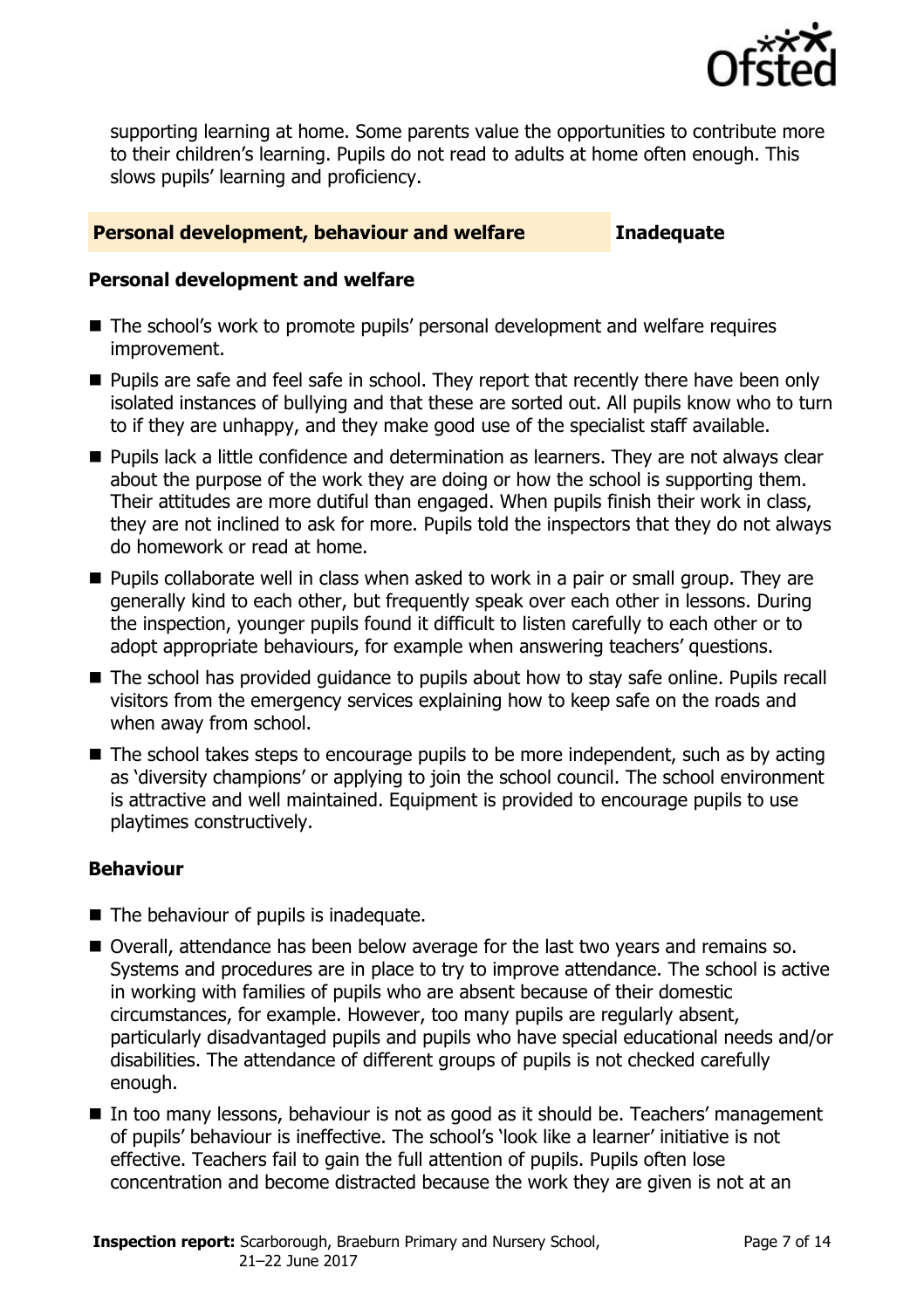supporting learning at home. Some parents value the opportunities to contribute more to their children's learning. Pupils do not read to adults at home often enough. This slows pupils' learning and proficiency.

## Personal development, behaviour and welfare — Inadequate

### Personal development and welfare

- The school's work to promote pupils' personal development and welfare requires improvement.
- Pupils are safe and feel safe in school. They report that recently there have been only isolated instances of bullying and that these are sorted out. All pupils know who to turn to if they are unhappy, and they make good use of the specialist staff available.
- Pupils lack a little confidence and determination as learners. They are not always clear about the purpose of the work they are doing or how the school is supporting them. Their attitudes are more dutiful than engaged. When pupils finish their work in class, they are not inclined to ask for more. Pupils told the inspectors that they do not always do homework or read at home.
- Pupils collaborate well in class when asked to work in a pair or small group. They are generally kind to each other, but frequently speak over each other in lessons. During the inspection, younger pupils found it difficult to listen carefully to each other or to adopt appropriate behaviours, for example when answering teachers' questions.
- The school has provided guidance to pupils about how to stay safe online. Pupils recall visitors from the emergency services explaining how to keep safe on the roads and when away from school.
- The school takes steps to encourage pupils to be more independent, such as by acting as 'diversity champions' or applying to join the school council. The school environment is attractive and well maintained. Equipment is provided to encourage pupils to use playtimes constructively.

### Behaviour

- The behaviour of pupils is inadequate.
- Overall, attendance has been below average for the last two years and remains so. Systems and procedures are in place to try to improve attendance. The school is active in working with families of pupils who are absent because of their domestic circumstances, for example. However, too many pupils are regularly absent, particularly disadvantaged pupils and pupils who have special educational needs and/or disabilities. The attendance of different groups of pupils is not checked carefully enough.
- In too many lessons, behaviour is not as good as it should be. Teachers' management of pupils' behaviour is ineffective. The school's 'look like a learner' initiative is not effective. Teachers fail to gain the full attention of pupils. Pupils often lose concentration and become distracted because the work they are given is not at an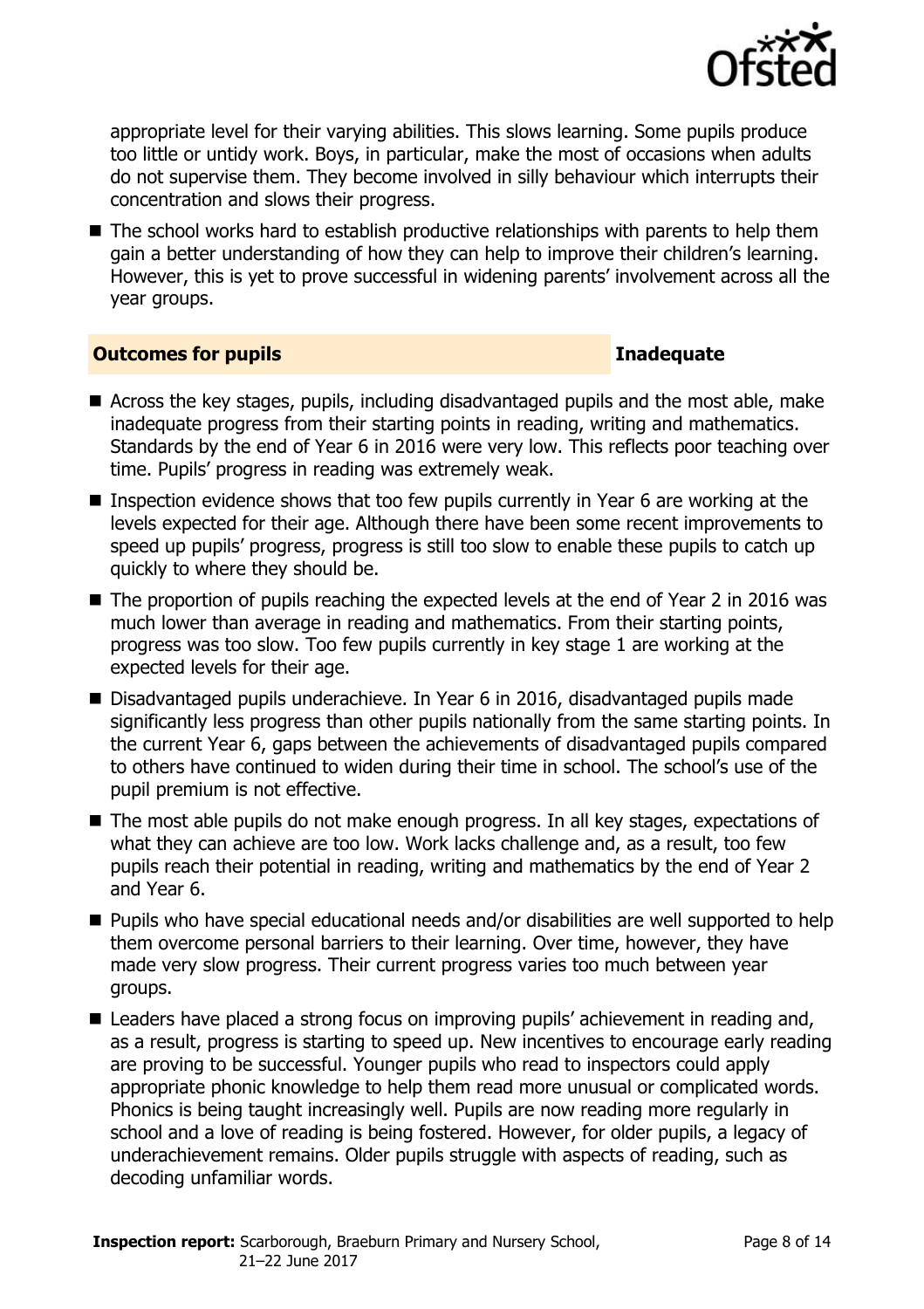appropriate level for their varying abilities. This slows learning. Some pupils produce too little or untidy work. Boys, in particular, make the most of occasions when adults do not supervise them. They become involved in silly behaviour which interrupts their concentration and slows their progress.

- The school works hard to establish productive relationships with parents to help them gain a better understanding of how they can help to improve their children's learning. However, this is yet to prove successful in widening parents' involvement across all the year groups.

## Outcomes for pupils — Inadequate

- Across the key stages, pupils, including disadvantaged pupils and the most able, make inadequate progress from their starting points in reading, writing and mathematics. Standards by the end of Year 6 in 2016 were very low. This reflects poor teaching over time. Pupils' progress in reading was extremely weak.
- Inspection evidence shows that too few pupils currently in Year 6 are working at the levels expected for their age. Although there have been some recent improvements to speed up pupils' progress, progress is still too slow to enable these pupils to catch up quickly to where they should be.
- The proportion of pupils reaching the expected levels at the end of Year 2 in 2016 was much lower than average in reading and mathematics. From their starting points, progress was too slow. Too few pupils currently in key stage 1 are working at the expected levels for their age.
- Disadvantaged pupils underachieve. In Year 6 in 2016, disadvantaged pupils made significantly less progress than other pupils nationally from the same starting points. In the current Year 6, gaps between the achievements of disadvantaged pupils compared to others have continued to widen during their time in school. The school's use of the pupil premium is not effective.
- The most able pupils do not make enough progress. In all key stages, expectations of what they can achieve are too low. Work lacks challenge and, as a result, too few pupils reach their potential in reading, writing and mathematics by the end of Year 2 and Year 6.
- Pupils who have special educational needs and/or disabilities are well supported to help them overcome personal barriers to their learning. Over time, however, they have made very slow progress. Their current progress varies too much between year groups.
- Leaders have placed a strong focus on improving pupils' achievement in reading and, as a result, progress is starting to speed up. New incentives to encourage early reading are proving to be successful. Younger pupils who read to inspectors could apply appropriate phonic knowledge to help them read more unusual or complicated words. Phonics is being taught increasingly well. Pupils are now reading more regularly in school and a love of reading is being fostered. However, for older pupils, a legacy of underachievement remains. Older pupils struggle with aspects of reading, such as decoding unfamiliar words.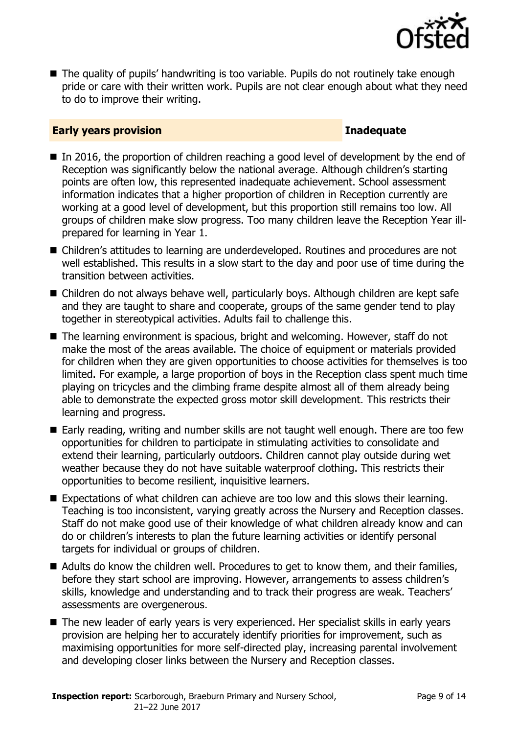- The quality of pupils' handwriting is too variable. Pupils do not routinely take enough pride or care with their written work. Pupils are not clear enough about what they need to do to improve their writing.

## Early years provision — Inadequate

- In 2016, the proportion of children reaching a good level of development by the end of Reception was significantly below the national average. Although children's starting points are often low, this represented inadequate achievement. School assessment information indicates that a higher proportion of children in Reception currently are working at a good level of development, but this proportion still remains too low. All groups of children make slow progress. Too many children leave the Reception Year ill-prepared for learning in Year 1.
- Children's attitudes to learning are underdeveloped. Routines and procedures are not well established. This results in a slow start to the day and poor use of time during the transition between activities.
- Children do not always behave well, particularly boys. Although children are kept safe and they are taught to share and cooperate, groups of the same gender tend to play together in stereotypical activities. Adults fail to challenge this.
- The learning environment is spacious, bright and welcoming. However, staff do not make the most of the areas available. The choice of equipment or materials provided for children when they are given opportunities to choose activities for themselves is too limited. For example, a large proportion of boys in the Reception class spent much time playing on tricycles and the climbing frame despite almost all of them already being able to demonstrate the expected gross motor skill development. This restricts their learning and progress.
- Early reading, writing and number skills are not taught well enough. There are too few opportunities for children to participate in stimulating activities to consolidate and extend their learning, particularly outdoors. Children cannot play outside during wet weather because they do not have suitable waterproof clothing. This restricts their opportunities to become resilient, inquisitive learners.
- Expectations of what children can achieve are too low and this slows their learning. Teaching is too inconsistent, varying greatly across the Nursery and Reception classes. Staff do not make good use of their knowledge of what children already know and can do or children's interests to plan the future learning activities or identify personal targets for individual or groups of children.
- Adults do know the children well. Procedures to get to know them, and their families, before they start school are improving. However, arrangements to assess children's skills, knowledge and understanding and to track their progress are weak. Teachers' assessments are overgenerous.
- The new leader of early years is very experienced. Her specialist skills in early years provision are helping her to accurately identify priorities for improvement, such as maximising opportunities for more self-directed play, increasing parental involvement and developing closer links between the Nursery and Reception classes.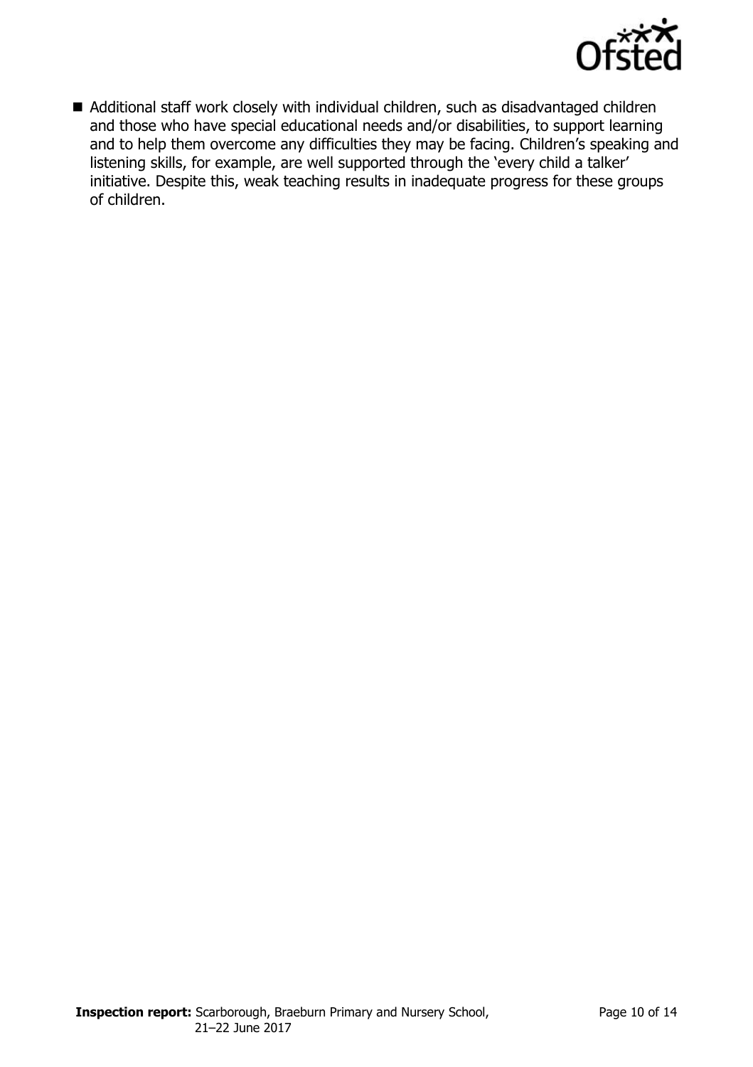- Additional staff work closely with individual children, such as disadvantaged children and those who have special educational needs and/or disabilities, to support learning and to help them overcome any difficulties they may be facing. Children's speaking and listening skills, for example, are well supported through the 'every child a talker' initiative. Despite this, weak teaching results in inadequate progress for these groups of children.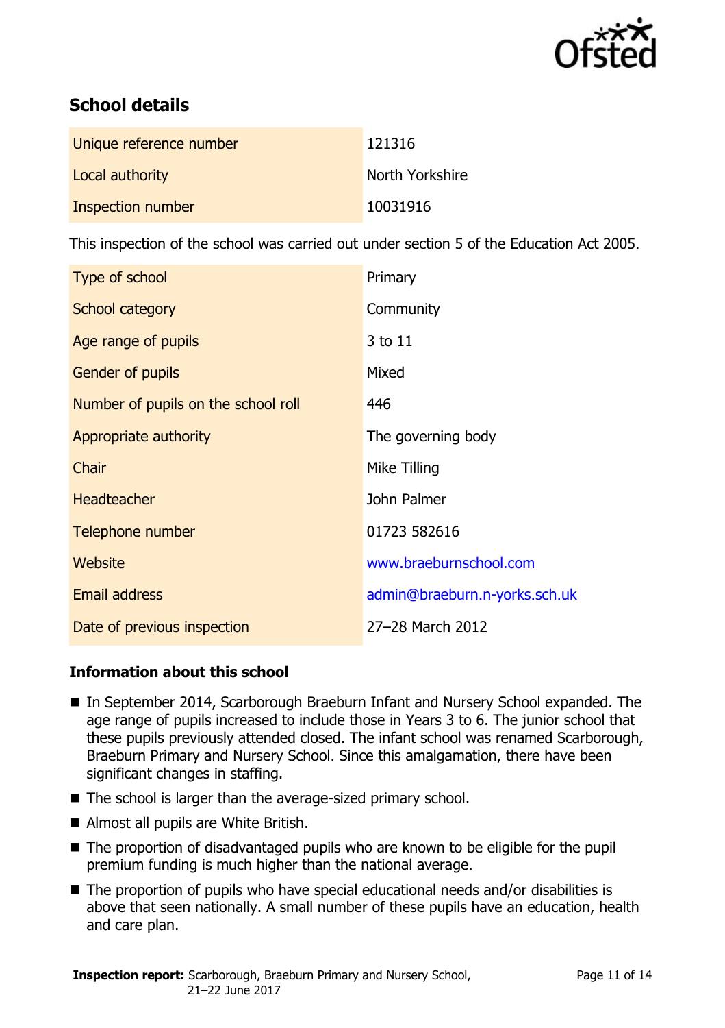## School details

| | |
|---|---|
| Unique reference number | 121316 |
| Local authority | North Yorkshire |
| Inspection number | 10031916 |

This inspection of the school was carried out under section 5 of the Education Act 2005.

| | |
|---|---|
| Type of school | Primary |
| School category | Community |
| Age range of pupils | 3 to 11 |
| Gender of pupils | Mixed |
| Number of pupils on the school roll | 446 |
| Appropriate authority | The governing body |
| Chair | Mike Tilling |
| Headteacher | John Palmer |
| Telephone number | 01723 582616 |
| Website | www.braeburnschool.com |
| Email address | admin@braeburn.n-yorks.sch.uk |
| Date of previous inspection | 27–28 March 2012 |

### Information about this school

- In September 2014, Scarborough Braeburn Infant and Nursery School expanded. The age range of pupils increased to include those in Years 3 to 6. The junior school that these pupils previously attended closed. The infant school was renamed Scarborough, Braeburn Primary and Nursery School. Since this amalgamation, there have been significant changes in staffing.
- The school is larger than the average-sized primary school.
- Almost all pupils are White British.
- The proportion of disadvantaged pupils who are known to be eligible for the pupil premium funding is much higher than the national average.
- The proportion of pupils who have special educational needs and/or disabilities is above that seen nationally. A small number of these pupils have an education, health and care plan.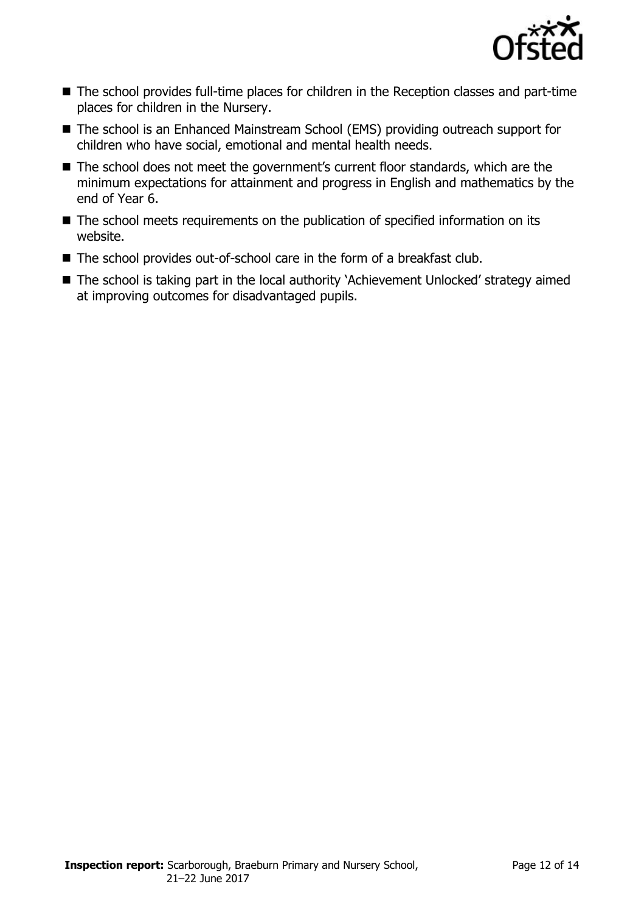- The school provides full-time places for children in the Reception classes and part-time places for children in the Nursery.
- The school is an Enhanced Mainstream School (EMS) providing outreach support for children who have social, emotional and mental health needs.
- The school does not meet the government's current floor standards, which are the minimum expectations for attainment and progress in English and mathematics by the end of Year 6.
- The school meets requirements on the publication of specified information on its website.
- The school provides out-of-school care in the form of a breakfast club.
- The school is taking part in the local authority 'Achievement Unlocked' strategy aimed at improving outcomes for disadvantaged pupils.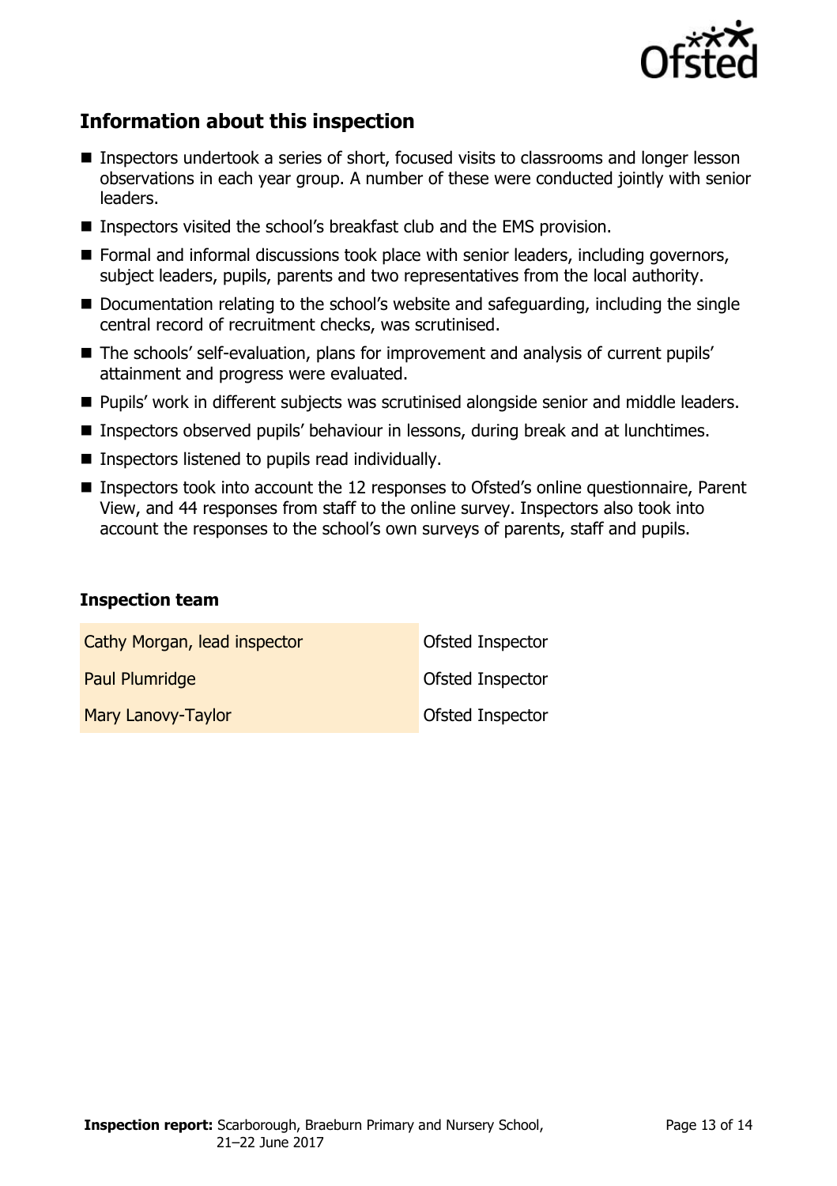## Information about this inspection

- Inspectors undertook a series of short, focused visits to classrooms and longer lesson observations in each year group. A number of these were conducted jointly with senior leaders.
- Inspectors visited the school's breakfast club and the EMS provision.
- Formal and informal discussions took place with senior leaders, including governors, subject leaders, pupils, parents and two representatives from the local authority.
- Documentation relating to the school's website and safeguarding, including the single central record of recruitment checks, was scrutinised.
- The schools' self-evaluation, plans for improvement and analysis of current pupils' attainment and progress were evaluated.
- Pupils' work in different subjects was scrutinised alongside senior and middle leaders.
- Inspectors observed pupils' behaviour in lessons, during break and at lunchtimes.
- Inspectors listened to pupils read individually.
- Inspectors took into account the 12 responses to Ofsted's online questionnaire, Parent View, and 44 responses from staff to the online survey. Inspectors also took into account the responses to the school's own surveys of parents, staff and pupils.

### Inspection team

| | |
|---|---|
| Cathy Morgan, lead inspector | Ofsted Inspector |
| Paul Plumridge | Ofsted Inspector |
| Mary Lanovy-Taylor | Ofsted Inspector |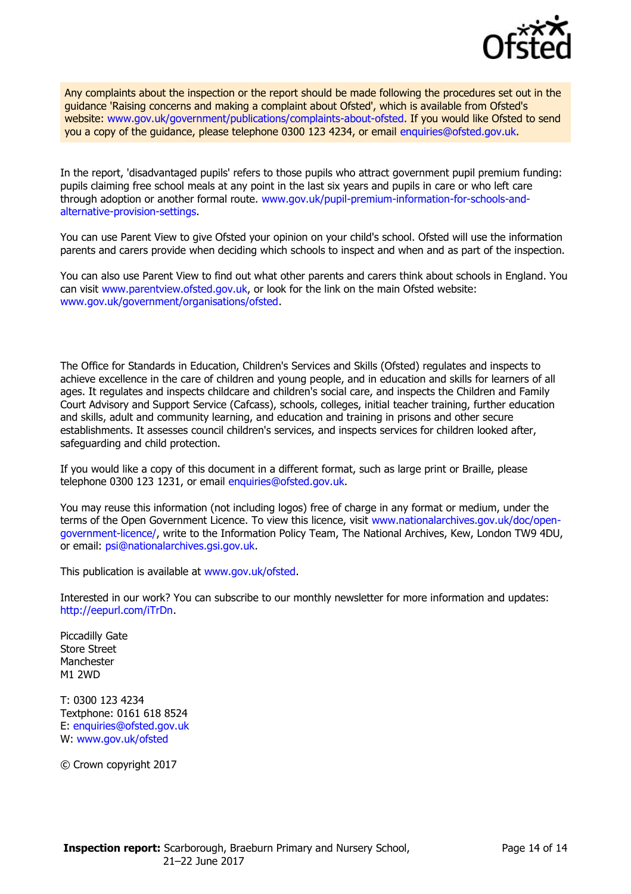Any complaints about the inspection or the report should be made following the procedures set out in the guidance 'Raising concerns and making a complaint about Ofsted', which is available from Ofsted's website: www.gov.uk/government/publications/complaints-about-ofsted. If you would like Ofsted to send you a copy of the guidance, please telephone 0300 123 4234, or email enquiries@ofsted.gov.uk.

In the report, 'disadvantaged pupils' refers to those pupils who attract government pupil premium funding: pupils claiming free school meals at any point in the last six years and pupils in care or who left care through adoption or another formal route. www.gov.uk/pupil-premium-information-for-schools-and-alternative-provision-settings.

You can use Parent View to give Ofsted your opinion on your child's school. Ofsted will use the information parents and carers provide when deciding which schools to inspect and when and as part of the inspection.

You can also use Parent View to find out what other parents and carers think about schools in England. You can visit www.parentview.ofsted.gov.uk, or look for the link on the main Ofsted website: www.gov.uk/government/organisations/ofsted.

The Office for Standards in Education, Children's Services and Skills (Ofsted) regulates and inspects to achieve excellence in the care of children and young people, and in education and skills for learners of all ages. It regulates and inspects childcare and children's social care, and inspects the Children and Family Court Advisory and Support Service (Cafcass), schools, colleges, initial teacher training, further education and skills, adult and community learning, and education and training in prisons and other secure establishments. It assesses council children's services, and inspects services for children looked after, safeguarding and child protection.

If you would like a copy of this document in a different format, such as large print or Braille, please telephone 0300 123 1231, or email enquiries@ofsted.gov.uk.

You may reuse this information (not including logos) free of charge in any format or medium, under the terms of the Open Government Licence. To view this licence, visit www.nationalarchives.gov.uk/doc/open-government-licence/, write to the Information Policy Team, The National Archives, Kew, London TW9 4DU, or email: psi@nationalarchives.gsi.gov.uk.

This publication is available at www.gov.uk/ofsted.

Interested in our work? You can subscribe to our monthly newsletter for more information and updates: http://eepurl.com/iTrDn.

Piccadilly Gate
Store Street
Manchester
M1 2WD

T: 0300 123 4234
Textphone: 0161 618 8524
E: enquiries@ofsted.gov.uk
W: www.gov.uk/ofsted

© Crown copyright 2017